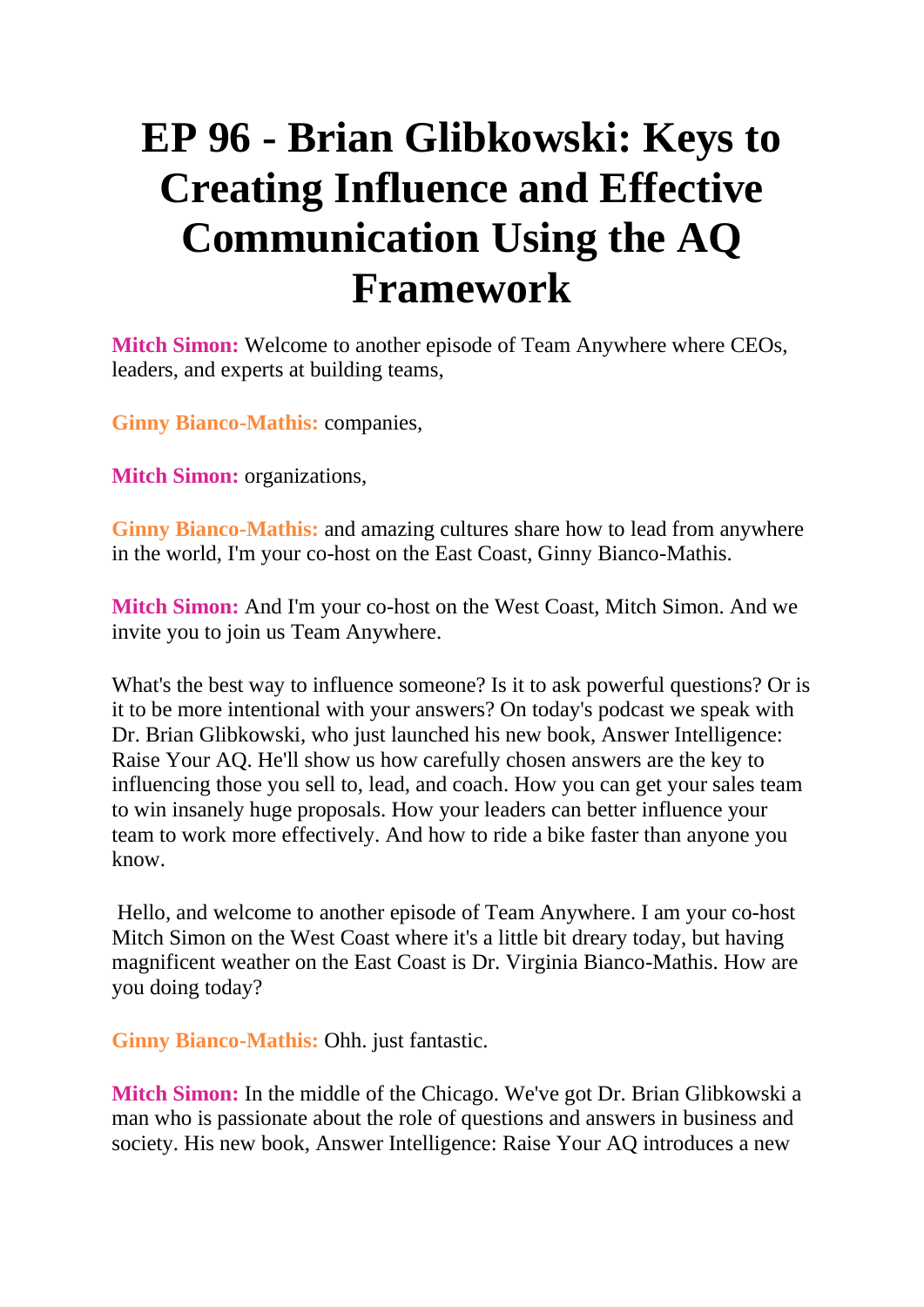# EP 96 - Brian Glibkowski: Keys to Creating Influence and Effective Communication Using the AQ Framework

**Mitch Simon:** Welcome to another episode of Team Anywhere where CEOs, leaders, and experts at building teams,

**Ginny Bianco-Mathis:** companies,

**Mitch Simon:** organizations,

**Ginny Bianco-Mathis:** and amazing cultures share how to lead from anywhere in the world, I'm your co-host on the East Coast, Ginny Bianco-Mathis.

**Mitch Simon:** And I'm your co-host on the West Coast, Mitch Simon. And we invite you to join us Team Anywhere.

What's the best way to influence someone? Is it to ask powerful questions? Or is it to be more intentional with your answers? On today's podcast we speak with Dr. Brian Glibkowski, who just launched his new book, Answer Intelligence: Raise Your AQ. He'll show us how carefully chosen answers are the key to influencing those you sell to, lead, and coach. How you can get your sales team to win insanely huge proposals. How your leaders can better influence your team to work more effectively. And how to ride a bike faster than anyone you know.

Hello, and welcome to another episode of Team Anywhere. I am your co-host Mitch Simon on the West Coast where it's a little bit dreary today, but having magnificent weather on the East Coast is Dr. Virginia Bianco-Mathis. How are you doing today?

**Ginny Bianco-Mathis:** Ohh. just fantastic.

**Mitch Simon:** In the middle of the Chicago. We've got Dr. Brian Glibkowski a man who is passionate about the role of questions and answers in business and society. His new book, Answer Intelligence: Raise Your AQ introduces a new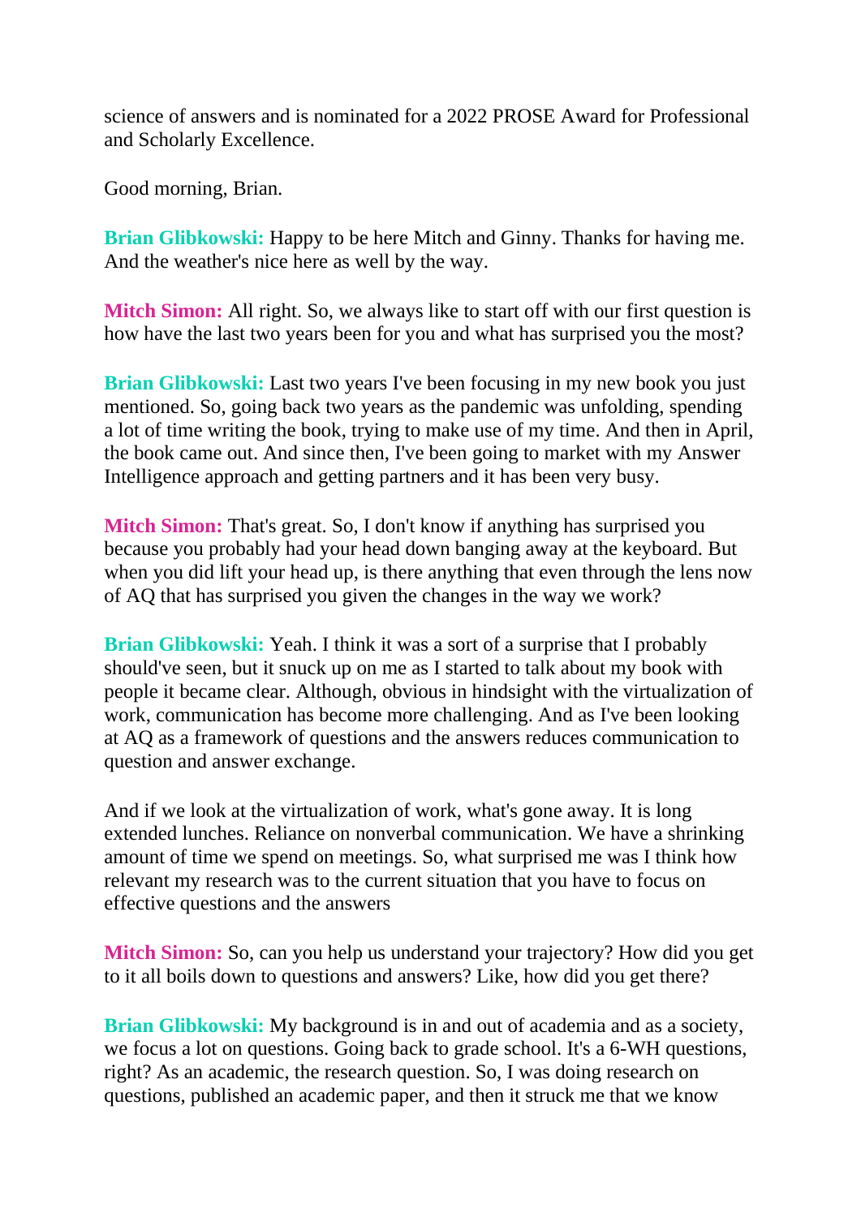science of answers and is nominated for a 2022 PROSE Award for Professional and Scholarly Excellence.

Good morning, Brian.

**Brian Glibkowski:** Happy to be here Mitch and Ginny. Thanks for having me. And the weather's nice here as well by the way.

**Mitch Simon:** All right. So, we always like to start off with our first question is how have the last two years been for you and what has surprised you the most?

**Brian Glibkowski:** Last two years I've been focusing in my new book you just mentioned. So, going back two years as the pandemic was unfolding, spending a lot of time writing the book, trying to make use of my time. And then in April, the book came out. And since then, I've been going to market with my Answer Intelligence approach and getting partners and it has been very busy.

**Mitch Simon:** That's great. So, I don't know if anything has surprised you because you probably had your head down banging away at the keyboard. But when you did lift your head up, is there anything that even through the lens now of AQ that has surprised you given the changes in the way we work?

**Brian Glibkowski:** Yeah. I think it was a sort of a surprise that I probably should've seen, but it snuck up on me as I started to talk about my book with people it became clear. Although, obvious in hindsight with the virtualization of work, communication has become more challenging. And as I've been looking at AQ as a framework of questions and the answers reduces communication to question and answer exchange.

And if we look at the virtualization of work, what's gone away. It is long extended lunches. Reliance on nonverbal communication. We have a shrinking amount of time we spend on meetings. So, what surprised me was I think how relevant my research was to the current situation that you have to focus on effective questions and the answers

**Mitch Simon:** So, can you help us understand your trajectory? How did you get to it all boils down to questions and answers? Like, how did you get there?

**Brian Glibkowski:** My background is in and out of academia and as a society, we focus a lot on questions. Going back to grade school. It's a 6-WH questions, right? As an academic, the research question. So, I was doing research on questions, published an academic paper, and then it struck me that we know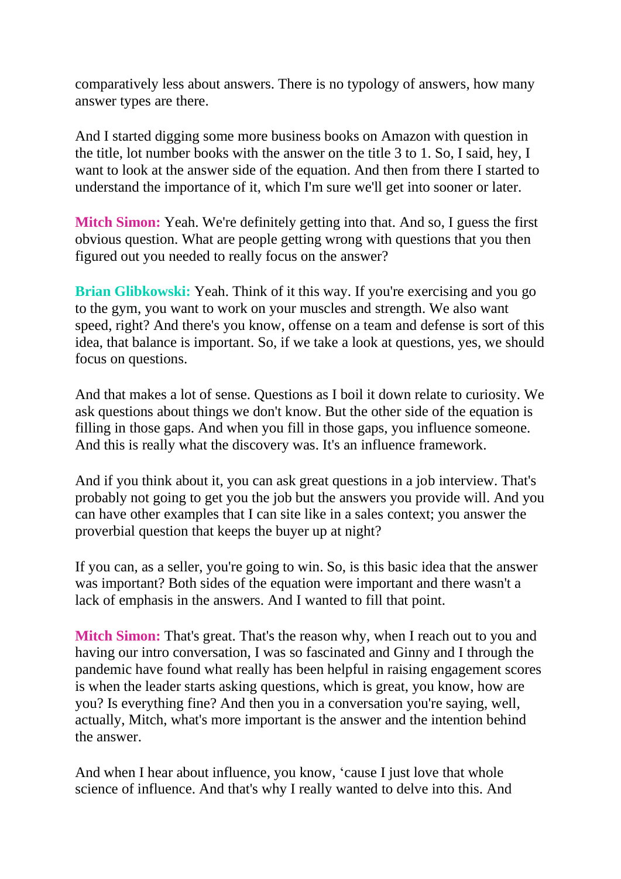comparatively less about answers. There is no typology of answers, how many answer types are there.

And I started digging some more business books on Amazon with question in the title, lot number books with the answer on the title 3 to 1. So, I said, hey, I want to look at the answer side of the equation. And then from there I started to understand the importance of it, which I'm sure we'll get into sooner or later.

**Mitch Simon:** Yeah. We're definitely getting into that. And so, I guess the first obvious question. What are people getting wrong with questions that you then figured out you needed to really focus on the answer?

**Brian Glibkowski:** Yeah. Think of it this way. If you're exercising and you go to the gym, you want to work on your muscles and strength. We also want speed, right? And there's you know, offense on a team and defense is sort of this idea, that balance is important. So, if we take a look at questions, yes, we should focus on questions.

And that makes a lot of sense. Questions as I boil it down relate to curiosity. We ask questions about things we don't know. But the other side of the equation is filling in those gaps. And when you fill in those gaps, you influence someone. And this is really what the discovery was. It's an influence framework.

And if you think about it, you can ask great questions in a job interview. That's probably not going to get you the job but the answers you provide will. And you can have other examples that I can site like in a sales context; you answer the proverbial question that keeps the buyer up at night?

If you can, as a seller, you're going to win. So, is this basic idea that the answer was important? Both sides of the equation were important and there wasn't a lack of emphasis in the answers. And I wanted to fill that point.

**Mitch Simon:** That's great. That's the reason why, when I reach out to you and having our intro conversation, I was so fascinated and Ginny and I through the pandemic have found what really has been helpful in raising engagement scores is when the leader starts asking questions, which is great, you know, how are you? Is everything fine? And then you in a conversation you're saying, well, actually, Mitch, what's more important is the answer and the intention behind the answer.

And when I hear about influence, you know, 'cause I just love that whole science of influence. And that's why I really wanted to delve into this. And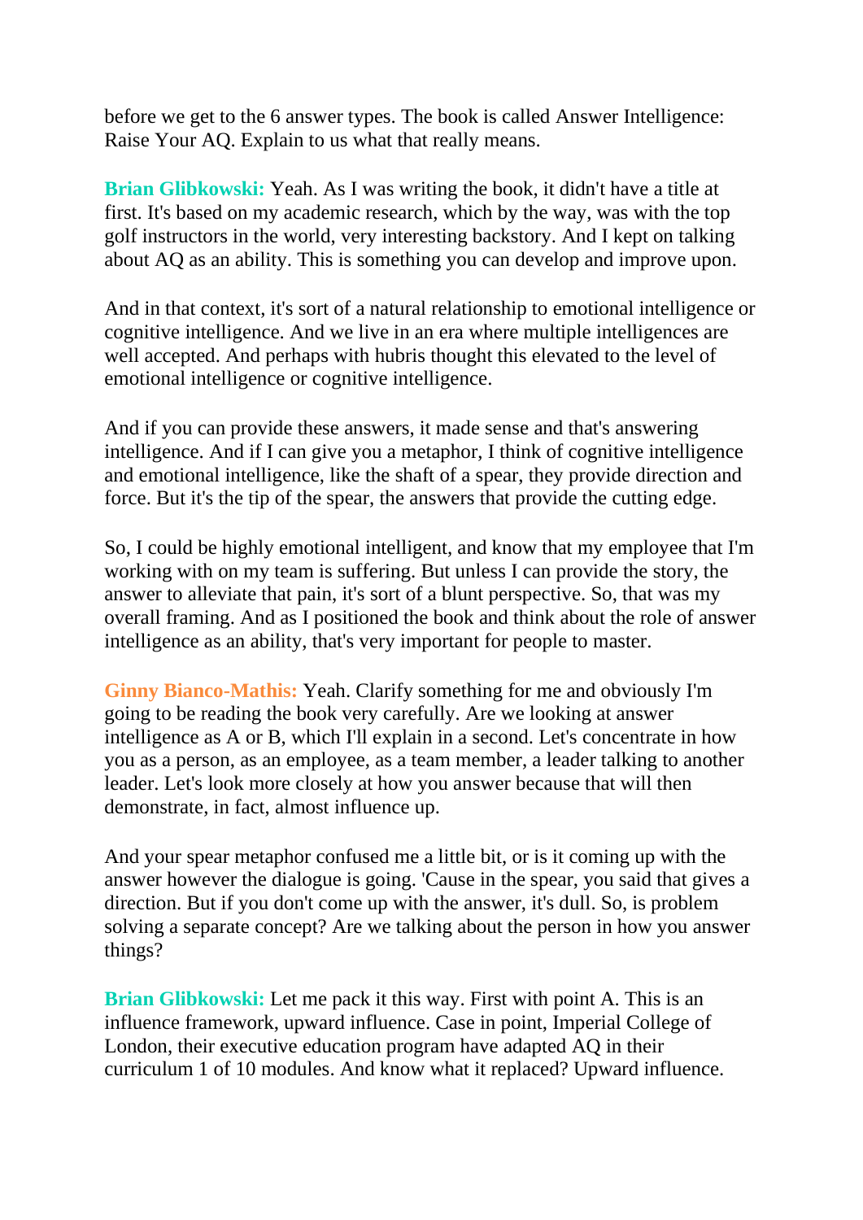before we get to the 6 answer types. The book is called Answer Intelligence: Raise Your AQ. Explain to us what that really means.

**Brian Glibkowski:** Yeah. As I was writing the book, it didn't have a title at first. It's based on my academic research, which by the way, was with the top golf instructors in the world, very interesting backstory. And I kept on talking about AQ as an ability. This is something you can develop and improve upon.

And in that context, it's sort of a natural relationship to emotional intelligence or cognitive intelligence. And we live in an era where multiple intelligences are well accepted. And perhaps with hubris thought this elevated to the level of emotional intelligence or cognitive intelligence.

And if you can provide these answers, it made sense and that's answering intelligence. And if I can give you a metaphor, I think of cognitive intelligence and emotional intelligence, like the shaft of a spear, they provide direction and force. But it's the tip of the spear, the answers that provide the cutting edge.

So, I could be highly emotional intelligent, and know that my employee that I'm working with on my team is suffering. But unless I can provide the story, the answer to alleviate that pain, it's sort of a blunt perspective. So, that was my overall framing. And as I positioned the book and think about the role of answer intelligence as an ability, that's very important for people to master.

**Ginny Bianco-Mathis:** Yeah. Clarify something for me and obviously I'm going to be reading the book very carefully. Are we looking at answer intelligence as A or B, which I'll explain in a second. Let's concentrate in how you as a person, as an employee, as a team member, a leader talking to another leader. Let's look more closely at how you answer because that will then demonstrate, in fact, almost influence up.

And your spear metaphor confused me a little bit, or is it coming up with the answer however the dialogue is going. 'Cause in the spear, you said that gives a direction. But if you don't come up with the answer, it's dull. So, is problem solving a separate concept? Are we talking about the person in how you answer things?

**Brian Glibkowski:** Let me pack it this way. First with point A. This is an influence framework, upward influence. Case in point, Imperial College of London, their executive education program have adapted AQ in their curriculum 1 of 10 modules. And know what it replaced? Upward influence.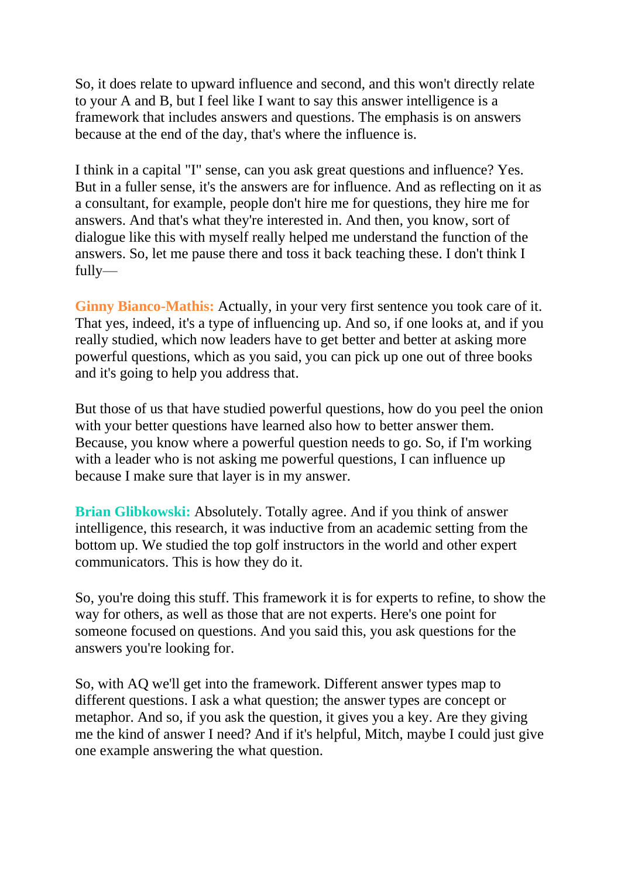So, it does relate to upward influence and second, and this won't directly relate to your A and B, but I feel like I want to say this answer intelligence is a framework that includes answers and questions. The emphasis is on answers because at the end of the day, that's where the influence is.

I think in a capital "I" sense, can you ask great questions and influence? Yes. But in a fuller sense, it's the answers are for influence. And as reflecting on it as a consultant, for example, people don't hire me for questions, they hire me for answers. And that's what they're interested in. And then, you know, sort of dialogue like this with myself really helped me understand the function of the answers. So, let me pause there and toss it back teaching these. I don't think I fully—

**Ginny Bianco-Mathis:** Actually, in your very first sentence you took care of it. That yes, indeed, it's a type of influencing up. And so, if one looks at, and if you really studied, which now leaders have to get better and better at asking more powerful questions, which as you said, you can pick up one out of three books and it's going to help you address that.

But those of us that have studied powerful questions, how do you peel the onion with your better questions have learned also how to better answer them. Because, you know where a powerful question needs to go. So, if I'm working with a leader who is not asking me powerful questions, I can influence up because I make sure that layer is in my answer.

**Brian Glibkowski:** Absolutely. Totally agree. And if you think of answer intelligence, this research, it was inductive from an academic setting from the bottom up. We studied the top golf instructors in the world and other expert communicators. This is how they do it.

So, you're doing this stuff. This framework it is for experts to refine, to show the way for others, as well as those that are not experts. Here's one point for someone focused on questions. And you said this, you ask questions for the answers you're looking for.

So, with AQ we'll get into the framework. Different answer types map to different questions. I ask a what question; the answer types are concept or metaphor. And so, if you ask the question, it gives you a key. Are they giving me the kind of answer I need? And if it's helpful, Mitch, maybe I could just give one example answering the what question.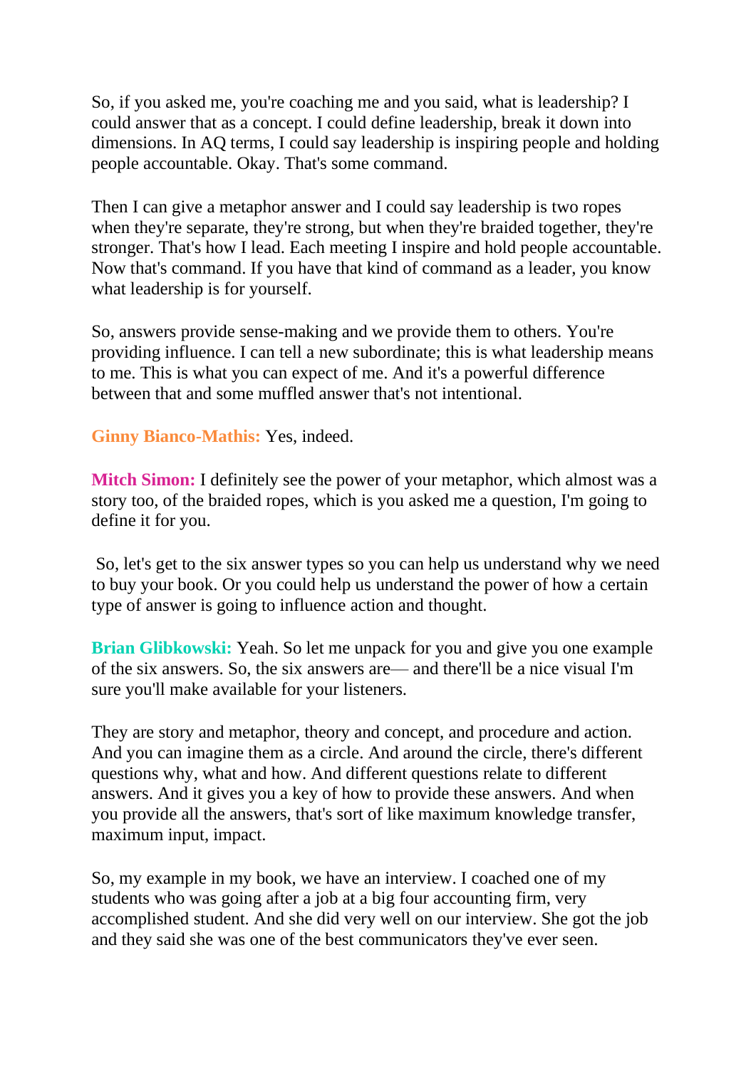So, if you asked me, you're coaching me and you said, what is leadership? I could answer that as a concept. I could define leadership, break it down into dimensions. In AQ terms, I could say leadership is inspiring people and holding people accountable. Okay. That's some command.

Then I can give a metaphor answer and I could say leadership is two ropes when they're separate, they're strong, but when they're braided together, they're stronger. That's how I lead. Each meeting I inspire and hold people accountable. Now that's command. If you have that kind of command as a leader, you know what leadership is for yourself.

So, answers provide sense-making and we provide them to others. You're providing influence. I can tell a new subordinate; this is what leadership means to me. This is what you can expect of me. And it's a powerful difference between that and some muffled answer that's not intentional.

**Ginny Bianco-Mathis:** Yes, indeed.

**Mitch Simon:** I definitely see the power of your metaphor, which almost was a story too, of the braided ropes, which is you asked me a question, I'm going to define it for you.

So, let's get to the six answer types so you can help us understand why we need to buy your book. Or you could help us understand the power of how a certain type of answer is going to influence action and thought.

**Brian Glibkowski:** Yeah. So let me unpack for you and give you one example of the six answers. So, the six answers are— and there'll be a nice visual I'm sure you'll make available for your listeners.

They are story and metaphor, theory and concept, and procedure and action. And you can imagine them as a circle. And around the circle, there's different questions why, what and how. And different questions relate to different answers. And it gives you a key of how to provide these answers. And when you provide all the answers, that's sort of like maximum knowledge transfer, maximum input, impact.

So, my example in my book, we have an interview. I coached one of my students who was going after a job at a big four accounting firm, very accomplished student. And she did very well on our interview. She got the job and they said she was one of the best communicators they've ever seen.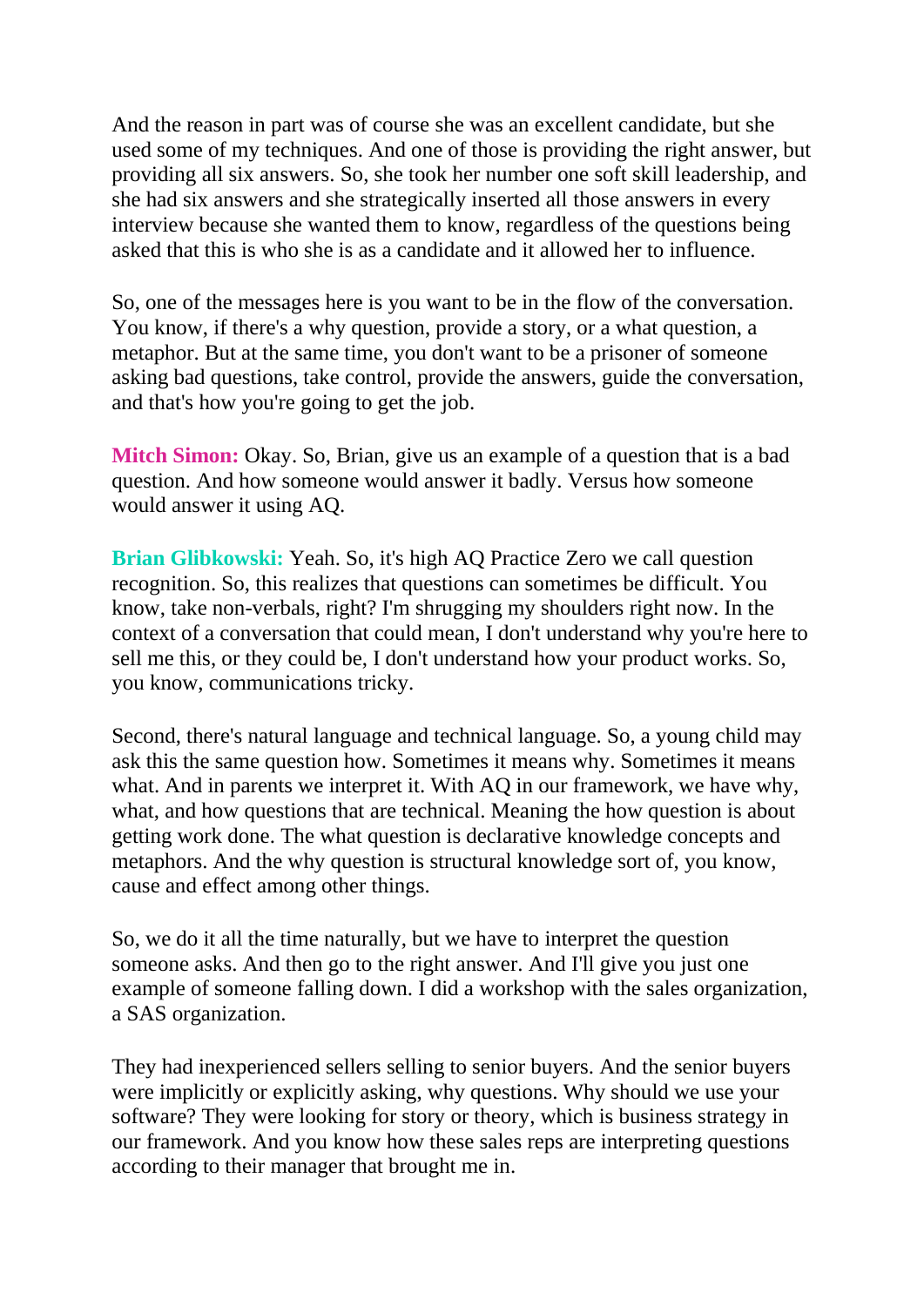And the reason in part was of course she was an excellent candidate, but she used some of my techniques. And one of those is providing the right answer, but providing all six answers. So, she took her number one soft skill leadership, and she had six answers and she strategically inserted all those answers in every interview because she wanted them to know, regardless of the questions being asked that this is who she is as a candidate and it allowed her to influence.

So, one of the messages here is you want to be in the flow of the conversation. You know, if there's a why question, provide a story, or a what question, a metaphor. But at the same time, you don't want to be a prisoner of someone asking bad questions, take control, provide the answers, guide the conversation, and that's how you're going to get the job.

**Mitch Simon:** Okay. So, Brian, give us an example of a question that is a bad question. And how someone would answer it badly. Versus how someone would answer it using AQ.

**Brian Glibkowski:** Yeah. So, it's high AQ Practice Zero we call question recognition. So, this realizes that questions can sometimes be difficult. You know, take non-verbals, right? I'm shrugging my shoulders right now. In the context of a conversation that could mean, I don't understand why you're here to sell me this, or they could be, I don't understand how your product works. So, you know, communications tricky.

Second, there's natural language and technical language. So, a young child may ask this the same question how. Sometimes it means why. Sometimes it means what. And in parents we interpret it. With AQ in our framework, we have why, what, and how questions that are technical. Meaning the how question is about getting work done. The what question is declarative knowledge concepts and metaphors. And the why question is structural knowledge sort of, you know, cause and effect among other things.

So, we do it all the time naturally, but we have to interpret the question someone asks. And then go to the right answer. And I'll give you just one example of someone falling down. I did a workshop with the sales organization, a SAS organization.

They had inexperienced sellers selling to senior buyers. And the senior buyers were implicitly or explicitly asking, why questions. Why should we use your software? They were looking for story or theory, which is business strategy in our framework. And you know how these sales reps are interpreting questions according to their manager that brought me in.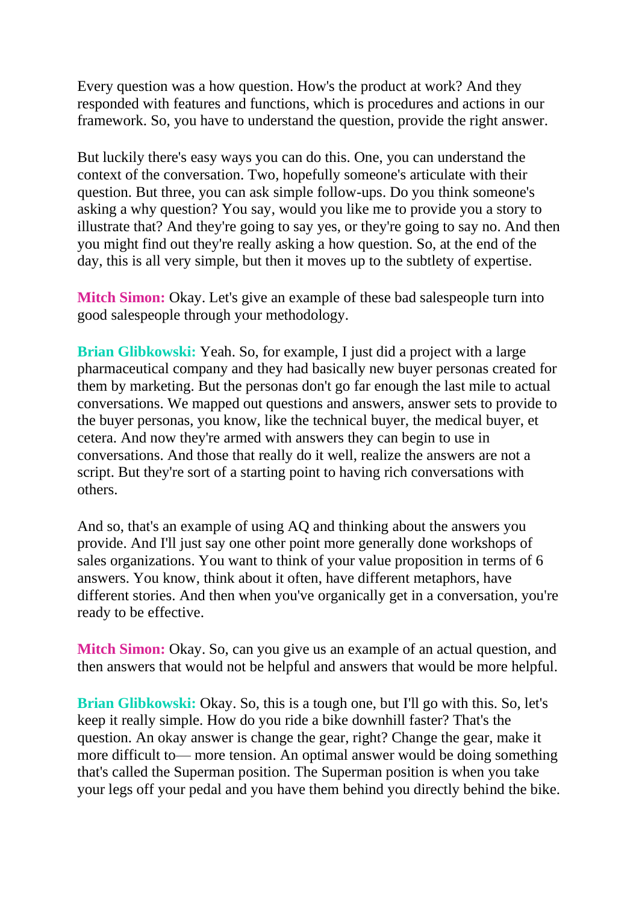Every question was a how question. How's the product at work? And they responded with features and functions, which is procedures and actions in our framework. So, you have to understand the question, provide the right answer.

But luckily there's easy ways you can do this. One, you can understand the context of the conversation. Two, hopefully someone's articulate with their question. But three, you can ask simple follow-ups. Do you think someone's asking a why question? You say, would you like me to provide you a story to illustrate that? And they're going to say yes, or they're going to say no. And then you might find out they're really asking a how question. So, at the end of the day, this is all very simple, but then it moves up to the subtlety of expertise.

**Mitch Simon:** Okay. Let's give an example of these bad salespeople turn into good salespeople through your methodology.

**Brian Glibkowski:** Yeah. So, for example, I just did a project with a large pharmaceutical company and they had basically new buyer personas created for them by marketing. But the personas don't go far enough the last mile to actual conversations. We mapped out questions and answers, answer sets to provide to the buyer personas, you know, like the technical buyer, the medical buyer, et cetera. And now they're armed with answers they can begin to use in conversations. And those that really do it well, realize the answers are not a script. But they're sort of a starting point to having rich conversations with others.

And so, that's an example of using AQ and thinking about the answers you provide. And I'll just say one other point more generally done workshops of sales organizations. You want to think of your value proposition in terms of 6 answers. You know, think about it often, have different metaphors, have different stories. And then when you've organically get in a conversation, you're ready to be effective.

**Mitch Simon:** Okay. So, can you give us an example of an actual question, and then answers that would not be helpful and answers that would be more helpful.

**Brian Glibkowski:** Okay. So, this is a tough one, but I'll go with this. So, let's keep it really simple. How do you ride a bike downhill faster? That's the question. An okay answer is change the gear, right? Change the gear, make it more difficult to— more tension. An optimal answer would be doing something that's called the Superman position. The Superman position is when you take your legs off your pedal and you have them behind you directly behind the bike.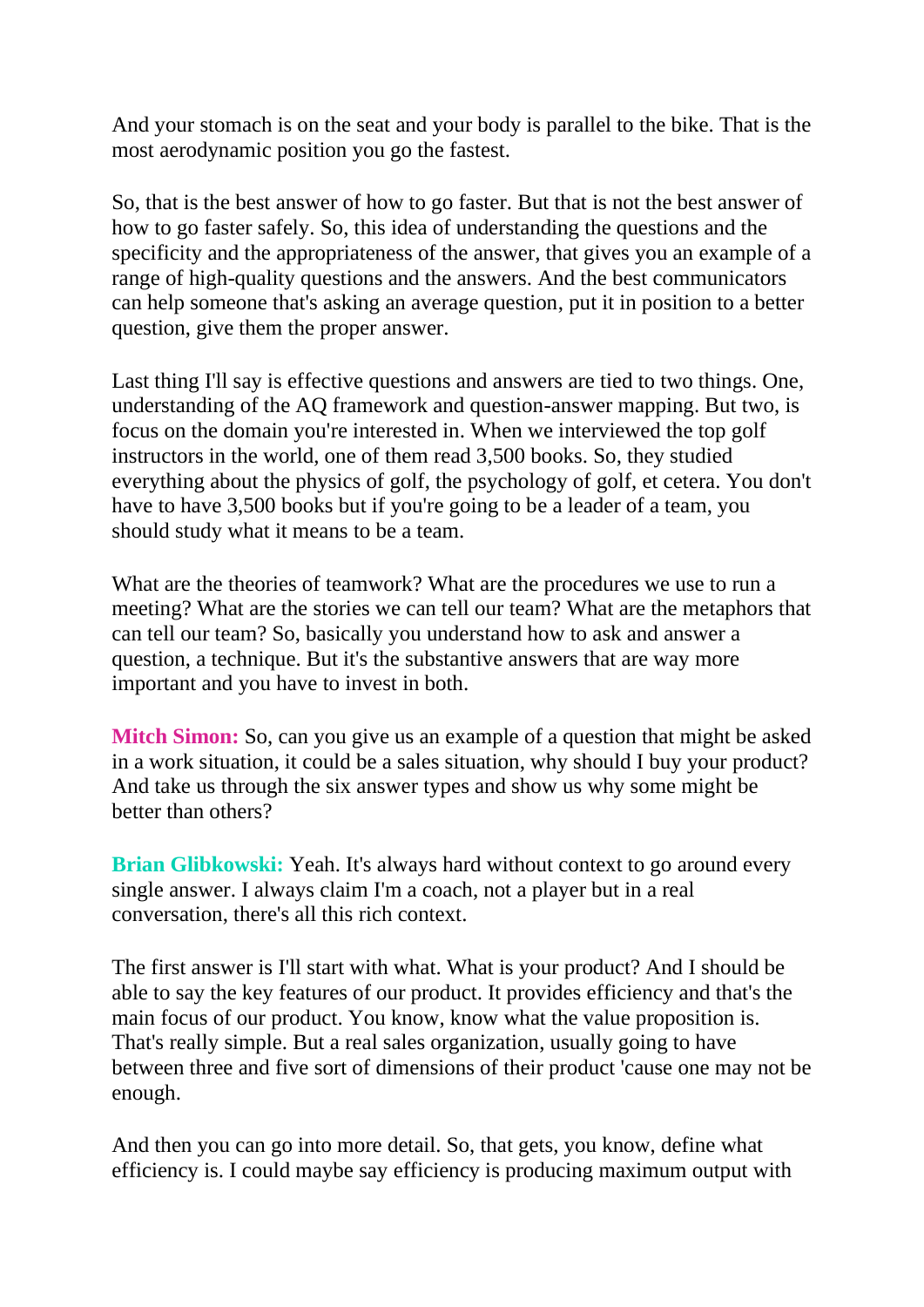And your stomach is on the seat and your body is parallel to the bike. That is the most aerodynamic position you go the fastest.

So, that is the best answer of how to go faster. But that is not the best answer of how to go faster safely. So, this idea of understanding the questions and the specificity and the appropriateness of the answer, that gives you an example of a range of high-quality questions and the answers. And the best communicators can help someone that's asking an average question, put it in position to a better question, give them the proper answer.

Last thing I'll say is effective questions and answers are tied to two things. One, understanding of the AQ framework and question-answer mapping. But two, is focus on the domain you're interested in. When we interviewed the top golf instructors in the world, one of them read 3,500 books. So, they studied everything about the physics of golf, the psychology of golf, et cetera. You don't have to have 3,500 books but if you're going to be a leader of a team, you should study what it means to be a team.

What are the theories of teamwork? What are the procedures we use to run a meeting? What are the stories we can tell our team? What are the metaphors that can tell our team? So, basically you understand how to ask and answer a question, a technique. But it's the substantive answers that are way more important and you have to invest in both.

**Mitch Simon:** So, can you give us an example of a question that might be asked in a work situation, it could be a sales situation, why should I buy your product? And take us through the six answer types and show us why some might be better than others?

**Brian Glibkowski:** Yeah. It's always hard without context to go around every single answer. I always claim I'm a coach, not a player but in a real conversation, there's all this rich context.

The first answer is I'll start with what. What is your product? And I should be able to say the key features of our product. It provides efficiency and that's the main focus of our product. You know, know what the value proposition is. That's really simple. But a real sales organization, usually going to have between three and five sort of dimensions of their product 'cause one may not be enough.

And then you can go into more detail. So, that gets, you know, define what efficiency is. I could maybe say efficiency is producing maximum output with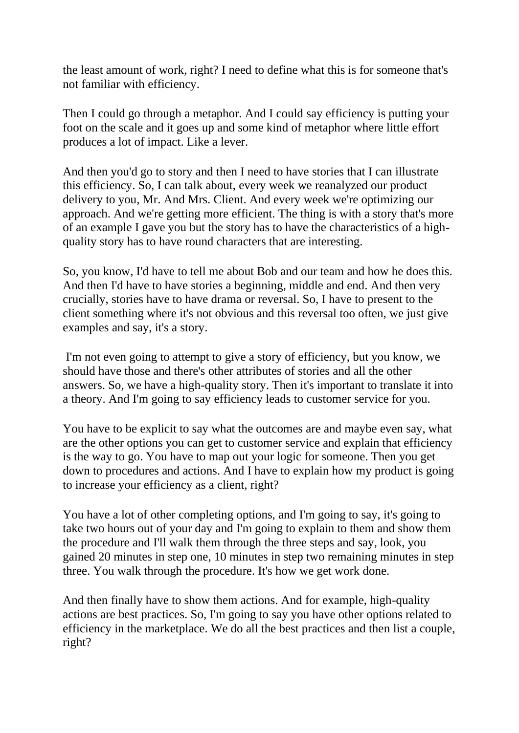the least amount of work, right? I need to define what this is for someone that's not familiar with efficiency.

Then I could go through a metaphor. And I could say efficiency is putting your foot on the scale and it goes up and some kind of metaphor where little effort produces a lot of impact. Like a lever.

And then you'd go to story and then I need to have stories that I can illustrate this efficiency. So, I can talk about, every week we reanalyzed our product delivery to you, Mr. And Mrs. Client. And every week we're optimizing our approach. And we're getting more efficient. The thing is with a story that's more of an example I gave you but the story has to have the characteristics of a high-quality story has to have round characters that are interesting.

So, you know, I'd have to tell me about Bob and our team and how he does this. And then I'd have to have stories a beginning, middle and end. And then very crucially, stories have to have drama or reversal. So, I have to present to the client something where it's not obvious and this reversal too often, we just give examples and say, it's a story.

I'm not even going to attempt to give a story of efficiency, but you know, we should have those and there's other attributes of stories and all the other answers. So, we have a high-quality story. Then it's important to translate it into a theory. And I'm going to say efficiency leads to customer service for you.

You have to be explicit to say what the outcomes are and maybe even say, what are the other options you can get to customer service and explain that efficiency is the way to go. You have to map out your logic for someone. Then you get down to procedures and actions. And I have to explain how my product is going to increase your efficiency as a client, right?

You have a lot of other completing options, and I'm going to say, it's going to take two hours out of your day and I'm going to explain to them and show them the procedure and I'll walk them through the three steps and say, look, you gained 20 minutes in step one, 10 minutes in step two remaining minutes in step three. You walk through the procedure. It's how we get work done.

And then finally have to show them actions. And for example, high-quality actions are best practices. So, I'm going to say you have other options related to efficiency in the marketplace. We do all the best practices and then list a couple, right?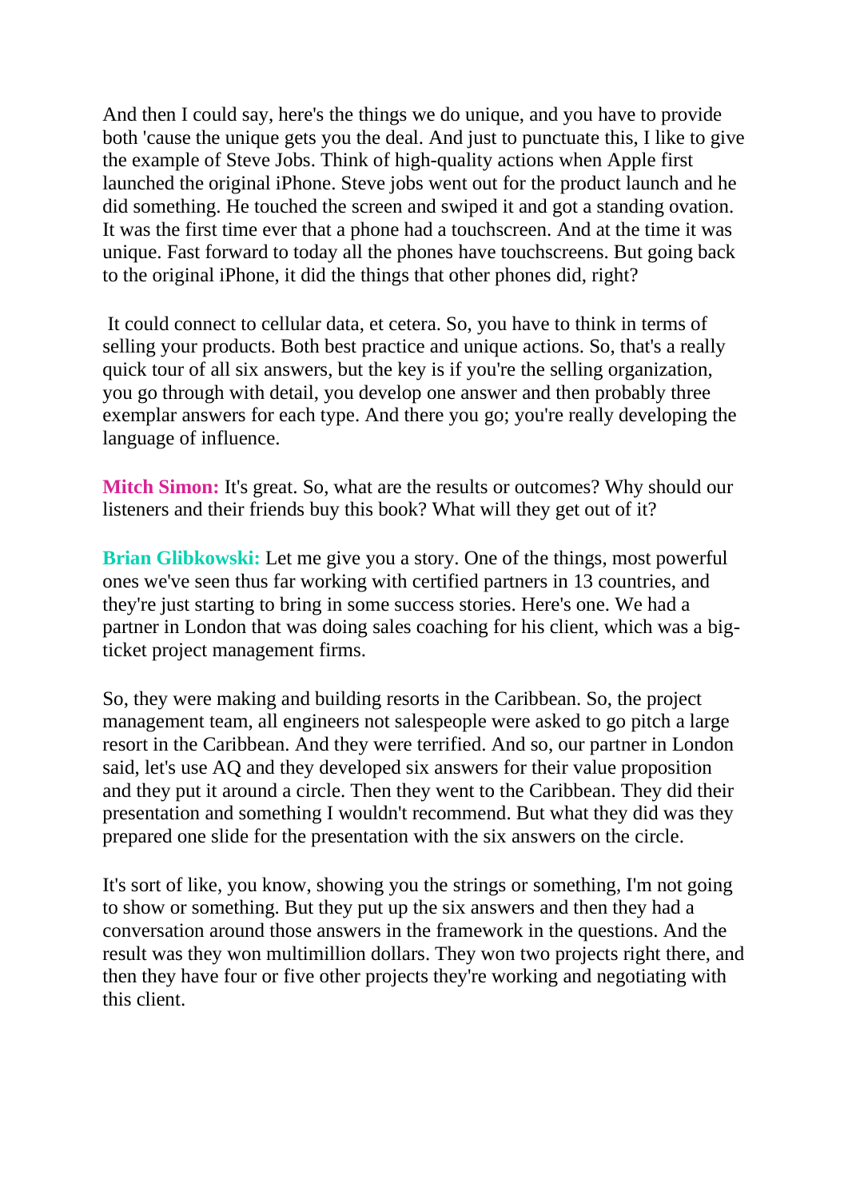And then I could say, here's the things we do unique, and you have to provide both 'cause the unique gets you the deal. And just to punctuate this, I like to give the example of Steve Jobs. Think of high-quality actions when Apple first launched the original iPhone. Steve jobs went out for the product launch and he did something. He touched the screen and swiped it and got a standing ovation. It was the first time ever that a phone had a touchscreen. And at the time it was unique. Fast forward to today all the phones have touchscreens. But going back to the original iPhone, it did the things that other phones did, right?

It could connect to cellular data, et cetera. So, you have to think in terms of selling your products. Both best practice and unique actions. So, that's a really quick tour of all six answers, but the key is if you're the selling organization, you go through with detail, you develop one answer and then probably three exemplar answers for each type. And there you go; you're really developing the language of influence.

**Mitch Simon:** It's great. So, what are the results or outcomes? Why should our listeners and their friends buy this book? What will they get out of it?

**Brian Glibkowski:** Let me give you a story. One of the things, most powerful ones we've seen thus far working with certified partners in 13 countries, and they're just starting to bring in some success stories. Here's one. We had a partner in London that was doing sales coaching for his client, which was a big-ticket project management firms.

So, they were making and building resorts in the Caribbean. So, the project management team, all engineers not salespeople were asked to go pitch a large resort in the Caribbean. And they were terrified. And so, our partner in London said, let's use AQ and they developed six answers for their value proposition and they put it around a circle. Then they went to the Caribbean. They did their presentation and something I wouldn't recommend. But what they did was they prepared one slide for the presentation with the six answers on the circle.

It's sort of like, you know, showing you the strings or something, I'm not going to show or something. But they put up the six answers and then they had a conversation around those answers in the framework in the questions. And the result was they won multimillion dollars. They won two projects right there, and then they have four or five other projects they're working and negotiating with this client.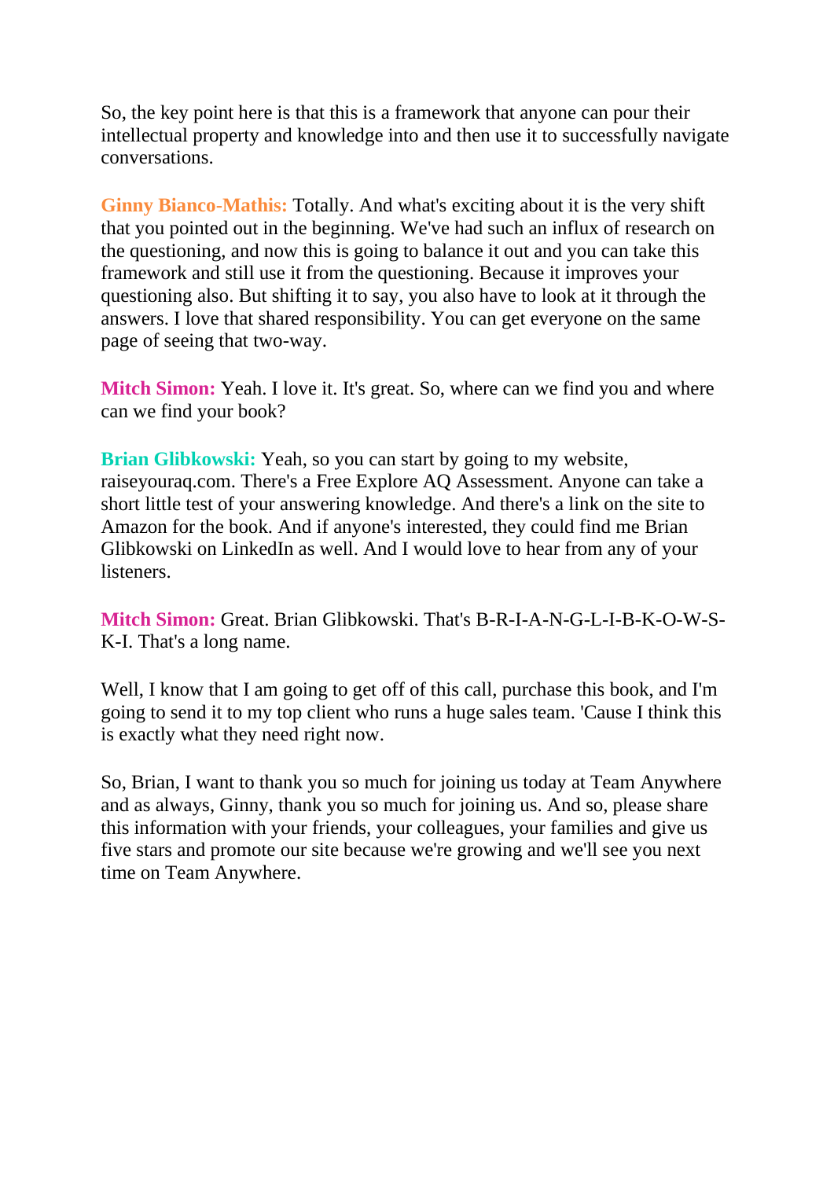So, the key point here is that this is a framework that anyone can pour their intellectual property and knowledge into and then use it to successfully navigate conversations.

**Ginny Bianco-Mathis:** Totally. And what's exciting about it is the very shift that you pointed out in the beginning. We've had such an influx of research on the questioning, and now this is going to balance it out and you can take this framework and still use it from the questioning. Because it improves your questioning also. But shifting it to say, you also have to look at it through the answers. I love that shared responsibility. You can get everyone on the same page of seeing that two-way.

**Mitch Simon:** Yeah. I love it. It's great. So, where can we find you and where can we find your book?

**Brian Glibkowski:** Yeah, so you can start by going to my website, raiseyouraq.com. There's a Free Explore AQ Assessment. Anyone can take a short little test of your answering knowledge. And there's a link on the site to Amazon for the book. And if anyone's interested, they could find me Brian Glibkowski on LinkedIn as well. And I would love to hear from any of your listeners.

**Mitch Simon:** Great. Brian Glibkowski. That's B-R-I-A-N-G-L-I-B-K-O-W-S-K-I. That's a long name.

Well, I know that I am going to get off of this call, purchase this book, and I'm going to send it to my top client who runs a huge sales team. 'Cause I think this is exactly what they need right now.

So, Brian, I want to thank you so much for joining us today at Team Anywhere and as always, Ginny, thank you so much for joining us. And so, please share this information with your friends, your colleagues, your families and give us five stars and promote our site because we're growing and we'll see you next time on Team Anywhere.